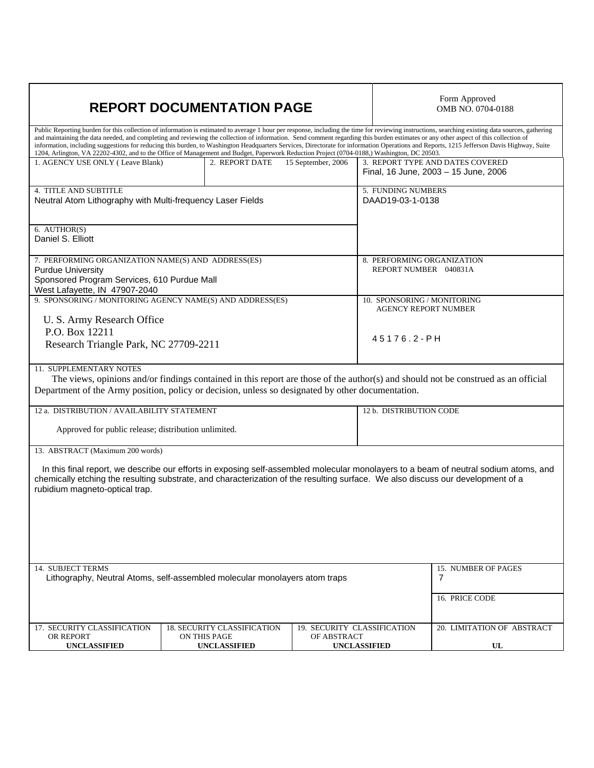# REPORT DOCUMENTATION PAGE

Form Approved
OMB NO. 0704-0188

Public Reporting burden for this collection of information is estimated to average 1 hour per response, including the time for reviewing instructions, searching existing data sources, gathering and maintaining the data needed, and completing and reviewing the collection of information. Send comment regarding this burden estimates or any other aspect of this collection of information, including suggestions for reducing this burden, to Washington Headquarters Services, Directorate for information Operations and Reports, 1215 Jefferson Davis Highway, Suite 1204, Arlington, VA 22202-4302, and to the Office of Management and Budget, Paperwork Reduction Project (0704-0188,) Washington, DC 20503.

| | | |
|---|---|---|
| 1. AGENCY USE ONLY ( Leave Blank) | 2. REPORT DATE 15 September, 2006 | 3. REPORT TYPE AND DATES COVERED<br>Final, 16 June, 2003 – 15 June, 2006 |
| 4. TITLE AND SUBTITLE<br>Neutral Atom Lithography with Multi-frequency Laser Fields | | 5. FUNDING NUMBERS<br>DAAD19-03-1-0138 |
| 6. AUTHOR(S)<br>Daniel S. Elliott | | |
| 7. PERFORMING ORGANIZATION NAME(S) AND ADDRESS(ES)<br>Purdue University<br>Sponsored Program Services, 610 Purdue Mall<br>West Lafayette, IN 47907-2040 | | 8. PERFORMING ORGANIZATION REPORT NUMBER 040831A |
| 9. SPONSORING / MONITORING AGENCY NAME(S) AND ADDRESS(ES)<br>U. S. Army Research Office<br>P.O. Box 12211<br>Research Triangle Park, NC 27709-2211 | | 10. SPONSORING / MONITORING AGENCY REPORT NUMBER<br>45176.2-PH |

11. SUPPLEMENTARY NOTES

The views, opinions and/or findings contained in this report are those of the author(s) and should not be construed as an official Department of the Army position, policy or decision, unless so designated by other documentation.

| | |
|---|---|
| 12 a. DISTRIBUTION / AVAILABILITY STATEMENT<br>Approved for public release; distribution unlimited. | 12 b. DISTRIBUTION CODE |

13. ABSTRACT (Maximum 200 words)

In this final report, we describe our efforts in exposing self-assembled molecular monolayers to a beam of neutral sodium atoms, and chemically etching the resulting substrate, and characterization of the resulting surface. We also discuss our development of a rubidium magneto-optical trap.

| | |
|---|---|
| 14. SUBJECT TERMS<br>Lithography, Neutral Atoms, self-assembled molecular monolayers atom traps | 15. NUMBER OF PAGES<br>7 |
| | 16. PRICE CODE |

| 17. SECURITY CLASSIFICATION OR REPORT | 18. SECURITY CLASSIFICATION ON THIS PAGE | 19. SECURITY CLASSIFICATION OF ABSTRACT | 20. LIMITATION OF ABSTRACT |
|---|---|---|---|
| **UNCLASSIFIED** | **UNCLASSIFIED** | **UNCLASSIFIED** | **UL** |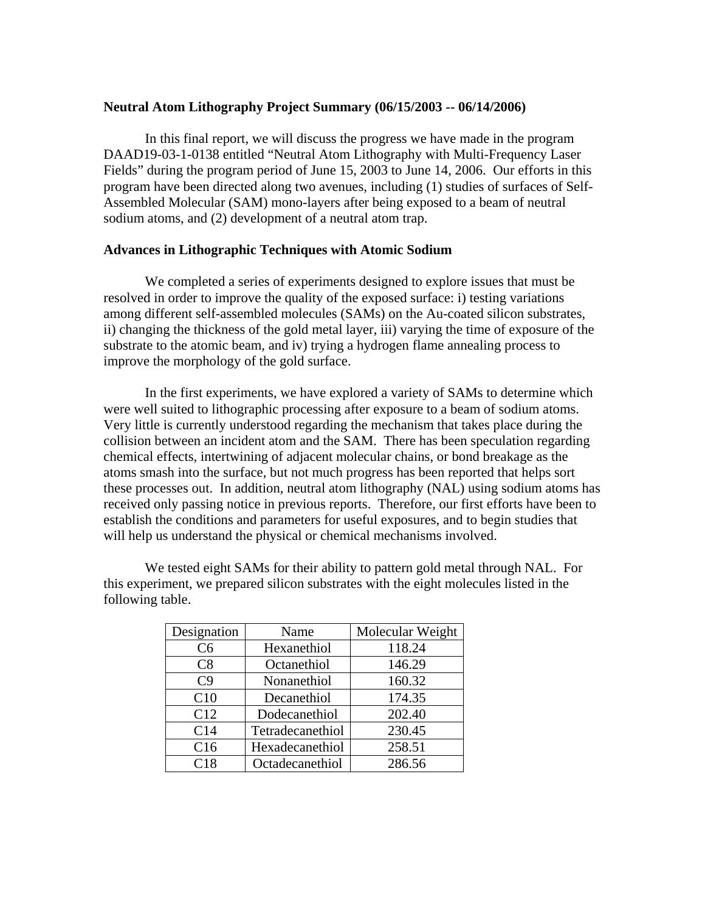**Neutral Atom Lithography Project Summary (06/15/2003 -- 06/14/2006)**

In this final report, we will discuss the progress we have made in the program DAAD19-03-1-0138 entitled "Neutral Atom Lithography with Multi-Frequency Laser Fields" during the program period of June 15, 2003 to June 14, 2006. Our efforts in this program have been directed along two avenues, including (1) studies of surfaces of Self-Assembled Molecular (SAM) mono-layers after being exposed to a beam of neutral sodium atoms, and (2) development of a neutral atom trap.

**Advances in Lithographic Techniques with Atomic Sodium**

We completed a series of experiments designed to explore issues that must be resolved in order to improve the quality of the exposed surface: i) testing variations among different self-assembled molecules (SAMs) on the Au-coated silicon substrates, ii) changing the thickness of the gold metal layer, iii) varying the time of exposure of the substrate to the atomic beam, and iv) trying a hydrogen flame annealing process to improve the morphology of the gold surface.

In the first experiments, we have explored a variety of SAMs to determine which were well suited to lithographic processing after exposure to a beam of sodium atoms. Very little is currently understood regarding the mechanism that takes place during the collision between an incident atom and the SAM. There has been speculation regarding chemical effects, intertwining of adjacent molecular chains, or bond breakage as the atoms smash into the surface, but not much progress has been reported that helps sort these processes out. In addition, neutral atom lithography (NAL) using sodium atoms has received only passing notice in previous reports. Therefore, our first efforts have been to establish the conditions and parameters for useful exposures, and to begin studies that will help us understand the physical or chemical mechanisms involved.

We tested eight SAMs for their ability to pattern gold metal through NAL. For this experiment, we prepared silicon substrates with the eight molecules listed in the following table.

| Designation | Name | Molecular Weight |
|---|---|---|
| C6 | Hexanethiol | 118.24 |
| C8 | Octanethiol | 146.29 |
| C9 | Nonanethiol | 160.32 |
| C10 | Decanethiol | 174.35 |
| C12 | Dodecanethiol | 202.40 |
| C14 | Tetradecanethiol | 230.45 |
| C16 | Hexadecanethiol | 258.51 |
| C18 | Octadecanethiol | 286.56 |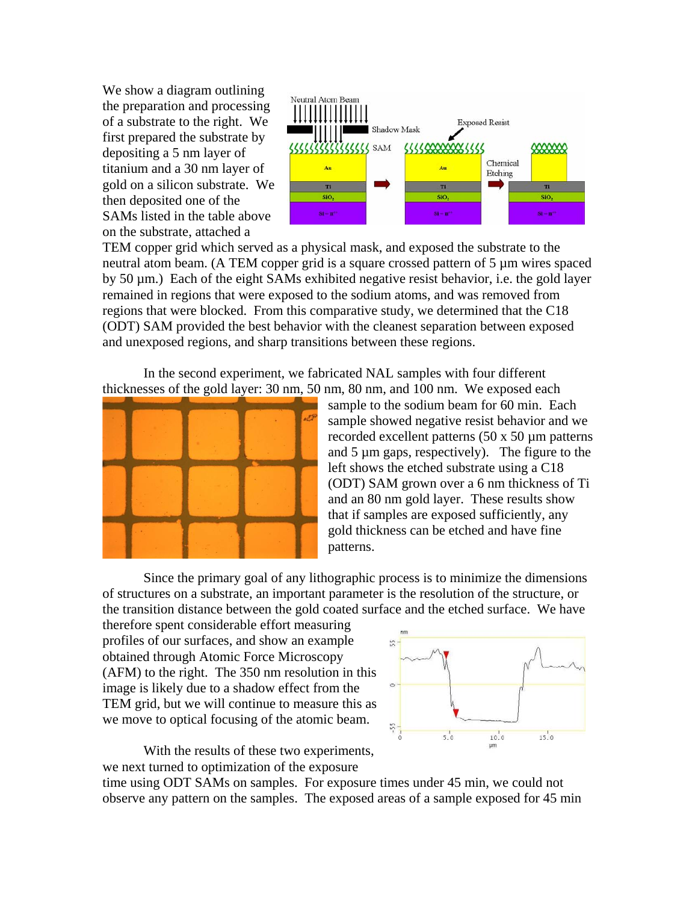We show a diagram outlining the preparation and processing of a substrate to the right. We first prepared the substrate by depositing a 5 nm layer of titanium and a 30 nm layer of gold on a silicon substrate. We then deposited one of the SAMs listed in the table above on the substrate, attached a TEM copper grid which served as a physical mask, and exposed the substrate to the neutral atom beam. (A TEM copper grid is a square crossed pattern of 5 µm wires spaced by 50 µm.) Each of the eight SAMs exhibited negative resist behavior, i.e. the gold layer remained in regions that were exposed to the sodium atoms, and was removed from regions that were blocked. From this comparative study, we determined that the C18 (ODT) SAM provided the best behavior with the cleanest separation between exposed and unexposed regions, and sharp transitions between these regions.

In the second experiment, we fabricated NAL samples with four different thicknesses of the gold layer: 30 nm, 50 nm, 80 nm, and 100 nm. We exposed each sample to the sodium beam for 60 min. Each sample showed negative resist behavior and we recorded excellent patterns (50 x 50 µm patterns and 5 µm gaps, respectively). The figure to the left shows the etched substrate using a C18 (ODT) SAM grown over a 6 nm thickness of Ti and an 80 nm gold layer. These results show that if samples are exposed sufficiently, any gold thickness can be etched and have fine patterns.

Since the primary goal of any lithographic process is to minimize the dimensions of structures on a substrate, an important parameter is the resolution of the structure, or the transition distance between the gold coated surface and the etched surface. We have therefore spent considerable effort measuring profiles of our surfaces, and show an example obtained through Atomic Force Microscopy (AFM) to the right. The 350 nm resolution in this image is likely due to a shadow effect from the TEM grid, but we will continue to measure this as we move to optical focusing of the atomic beam.

With the results of these two experiments, we next turned to optimization of the exposure time using ODT SAMs on samples. For exposure times under 45 min, we could not observe any pattern on the samples. The exposed areas of a sample exposed for 45 min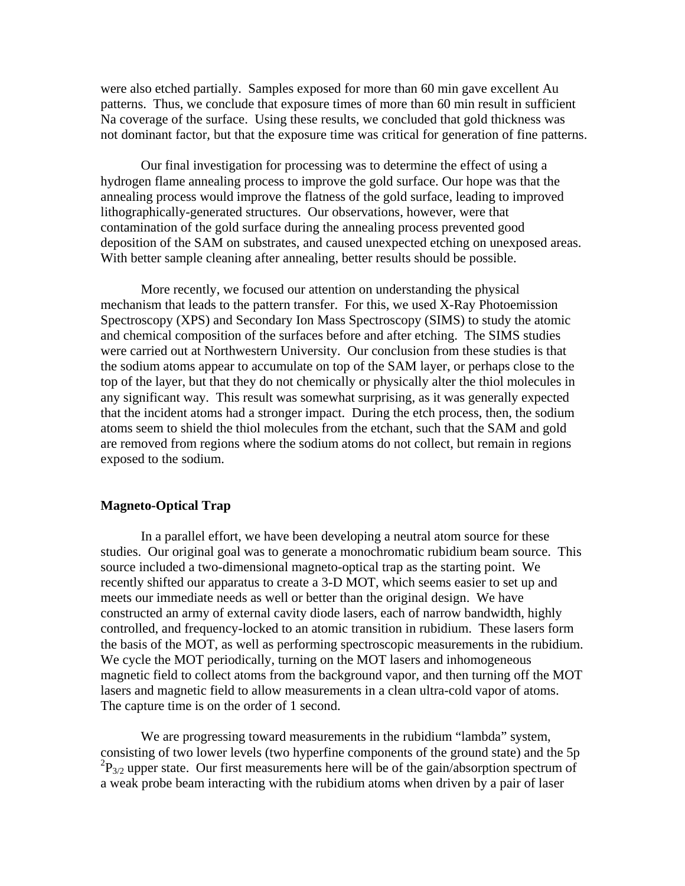were also etched partially. Samples exposed for more than 60 min gave excellent Au patterns. Thus, we conclude that exposure times of more than 60 min result in sufficient Na coverage of the surface. Using these results, we concluded that gold thickness was not dominant factor, but that the exposure time was critical for generation of fine patterns.

Our final investigation for processing was to determine the effect of using a hydrogen flame annealing process to improve the gold surface. Our hope was that the annealing process would improve the flatness of the gold surface, leading to improved lithographically-generated structures. Our observations, however, were that contamination of the gold surface during the annealing process prevented good deposition of the SAM on substrates, and caused unexpected etching on unexposed areas. With better sample cleaning after annealing, better results should be possible.

More recently, we focused our attention on understanding the physical mechanism that leads to the pattern transfer. For this, we used X-Ray Photoemission Spectroscopy (XPS) and Secondary Ion Mass Spectroscopy (SIMS) to study the atomic and chemical composition of the surfaces before and after etching. The SIMS studies were carried out at Northwestern University. Our conclusion from these studies is that the sodium atoms appear to accumulate on top of the SAM layer, or perhaps close to the top of the layer, but that they do not chemically or physically alter the thiol molecules in any significant way. This result was somewhat surprising, as it was generally expected that the incident atoms had a stronger impact. During the etch process, then, the sodium atoms seem to shield the thiol molecules from the etchant, such that the SAM and gold are removed from regions where the sodium atoms do not collect, but remain in regions exposed to the sodium.

## Magneto-Optical Trap

In a parallel effort, we have been developing a neutral atom source for these studies. Our original goal was to generate a monochromatic rubidium beam source. This source included a two-dimensional magneto-optical trap as the starting point. We recently shifted our apparatus to create a 3-D MOT, which seems easier to set up and meets our immediate needs as well or better than the original design. We have constructed an army of external cavity diode lasers, each of narrow bandwidth, highly controlled, and frequency-locked to an atomic transition in rubidium. These lasers form the basis of the MOT, as well as performing spectroscopic measurements in the rubidium. We cycle the MOT periodically, turning on the MOT lasers and inhomogeneous magnetic field to collect atoms from the background vapor, and then turning off the MOT lasers and magnetic field to allow measurements in a clean ultra-cold vapor of atoms. The capture time is on the order of 1 second.

We are progressing toward measurements in the rubidium "lambda" system, consisting of two lower levels (two hyperfine components of the ground state) and the 5p $^2P_{3/2}$ upper state. Our first measurements here will be of the gain/absorption spectrum of a weak probe beam interacting with the rubidium atoms when driven by a pair of laser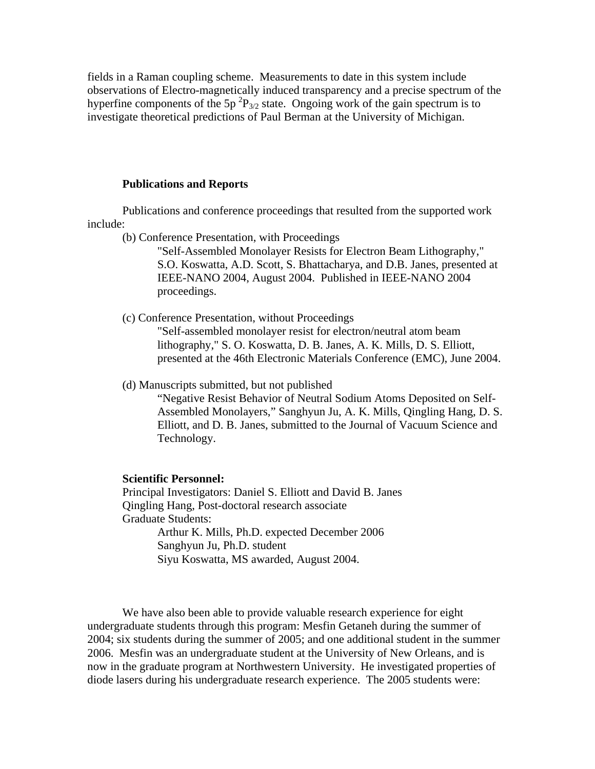fields in a Raman coupling scheme. Measurements to date in this system include observations of Electro-magnetically induced transparency and a precise spectrum of the hyperfine components of the 5p $^2P_{3/2}$ state. Ongoing work of the gain spectrum is to investigate theoretical predictions of Paul Berman at the University of Michigan.

**Publications and Reports**

Publications and conference proceedings that resulted from the supported work include:

(b) Conference Presentation, with Proceedings

"Self-Assembled Monolayer Resists for Electron Beam Lithography," S.O. Koswatta, A.D. Scott, S. Bhattacharya, and D.B. Janes, presented at IEEE-NANO 2004, August 2004. Published in IEEE-NANO 2004 proceedings.

(c) Conference Presentation, without Proceedings

"Self-assembled monolayer resist for electron/neutral atom beam lithography," S. O. Koswatta, D. B. Janes, A. K. Mills, D. S. Elliott, presented at the 46th Electronic Materials Conference (EMC), June 2004.

(d) Manuscripts submitted, but not published

"Negative Resist Behavior of Neutral Sodium Atoms Deposited on Self-Assembled Monolayers," Sanghyun Ju, A. K. Mills, Qingling Hang, D. S. Elliott, and D. B. Janes, submitted to the Journal of Vacuum Science and Technology.

**Scientific Personnel:**

Principal Investigators: Daniel S. Elliott and David B. Janes

Qingling Hang, Post-doctoral research associate

Graduate Students:

- Arthur K. Mills, Ph.D. expected December 2006
- Sanghyun Ju, Ph.D. student
- Siyu Koswatta, MS awarded, August 2004.

We have also been able to provide valuable research experience for eight undergraduate students through this program: Mesfin Getaneh during the summer of 2004; six students during the summer of 2005; and one additional student in the summer 2006. Mesfin was an undergraduate student at the University of New Orleans, and is now in the graduate program at Northwestern University. He investigated properties of diode lasers during his undergraduate research experience. The 2005 students were: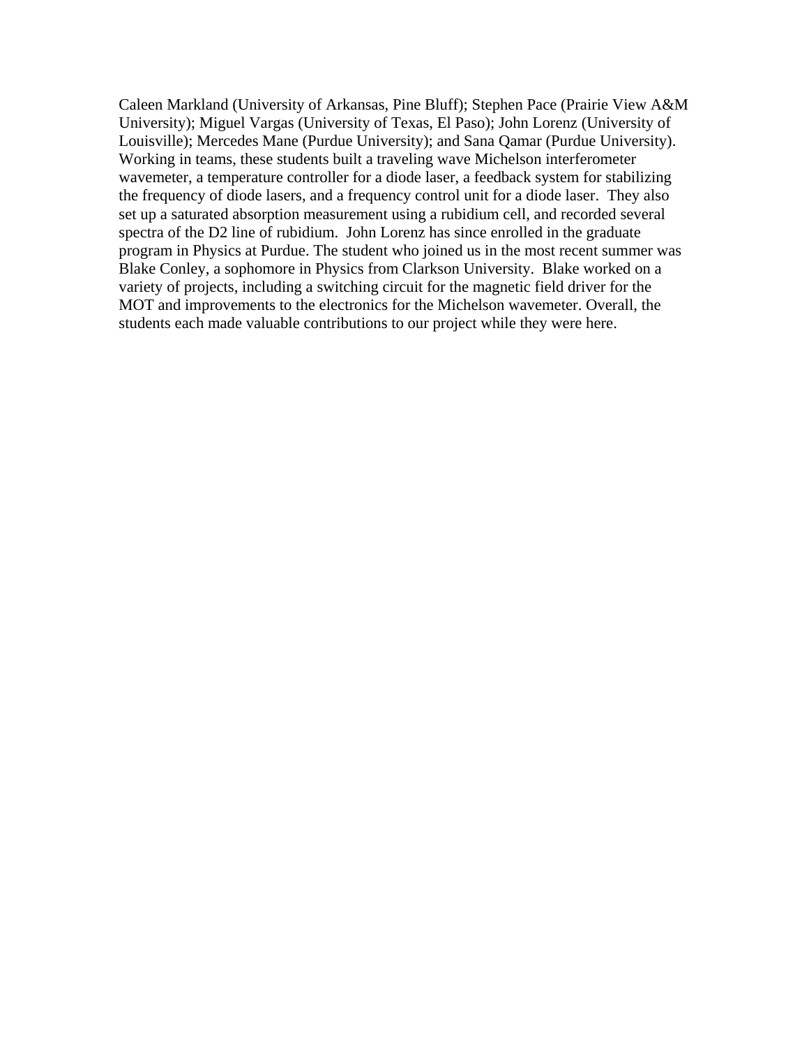Caleen Markland (University of Arkansas, Pine Bluff); Stephen Pace (Prairie View A&M University); Miguel Vargas (University of Texas, El Paso); John Lorenz (University of Louisville); Mercedes Mane (Purdue University); and Sana Qamar (Purdue University). Working in teams, these students built a traveling wave Michelson interferometer wavemeter, a temperature controller for a diode laser, a feedback system for stabilizing the frequency of diode lasers, and a frequency control unit for a diode laser. They also set up a saturated absorption measurement using a rubidium cell, and recorded several spectra of the D2 line of rubidium. John Lorenz has since enrolled in the graduate program in Physics at Purdue. The student who joined us in the most recent summer was Blake Conley, a sophomore in Physics from Clarkson University. Blake worked on a variety of projects, including a switching circuit for the magnetic field driver for the MOT and improvements to the electronics for the Michelson wavemeter. Overall, the students each made valuable contributions to our project while they were here.